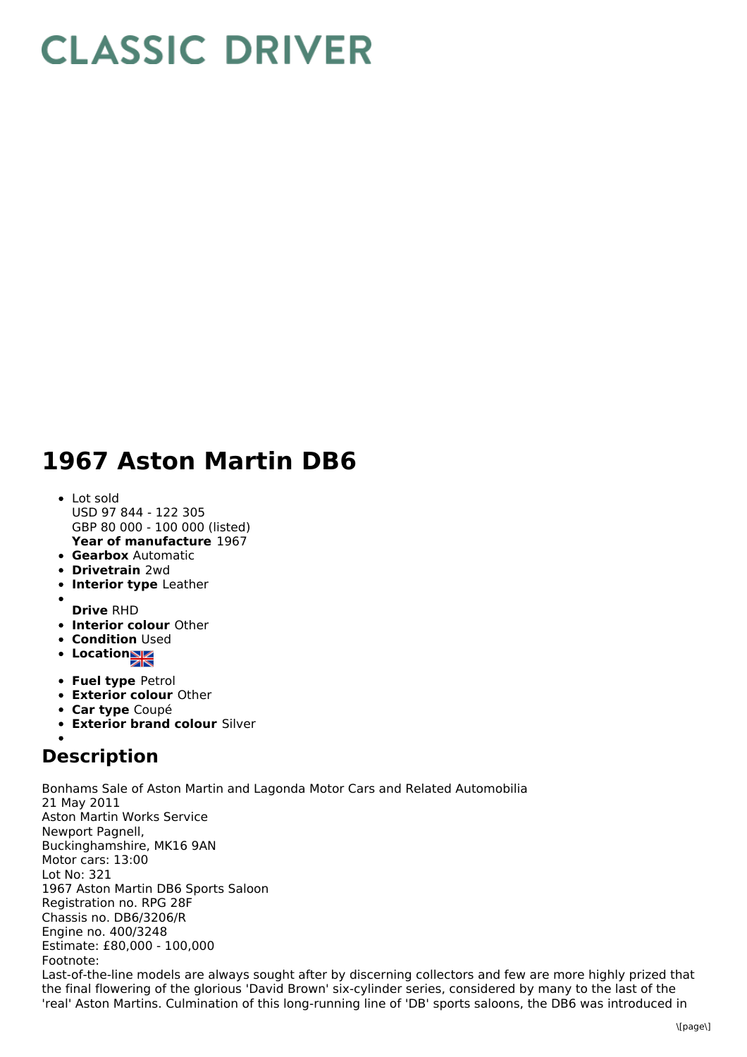# CLASSIC DRIVER

# 1967 Aston Martin DB6

- Lot sold
  USD 97 844 - 122 305
  GBP 80 000 - 100 000 (listed)
  **Year of manufacture** 1967
- **Gearbox** Automatic
- **Drivetrain** 2wd
- **Interior type** Leather
- **Drive** RHD
- **Interior colour** Other
- **Condition** Used
- **Location**
- **Fuel type** Petrol
- **Exterior colour** Other
- **Car type** Coupé
- **Exterior brand colour** Silver

## Description

Bonhams Sale of Aston Martin and Lagonda Motor Cars and Related Automobilia
21 May 2011
Aston Martin Works Service
Newport Pagnell,
Buckinghamshire, MK16 9AN
Motor cars: 13:00
Lot No: 321
1967 Aston Martin DB6 Sports Saloon
Registration no. RPG 28F
Chassis no. DB6/3206/R
Engine no. 400/3248
Estimate: £80,000 - 100,000
Footnote:
Last-of-the-line models are always sought after by discerning collectors and few are more highly prized that the final flowering of the glorious 'David Brown' six-cylinder series, considered by many to the last of the 'real' Aston Martins. Culmination of this long-running line of 'DB' sports saloons, the DB6 was introduced in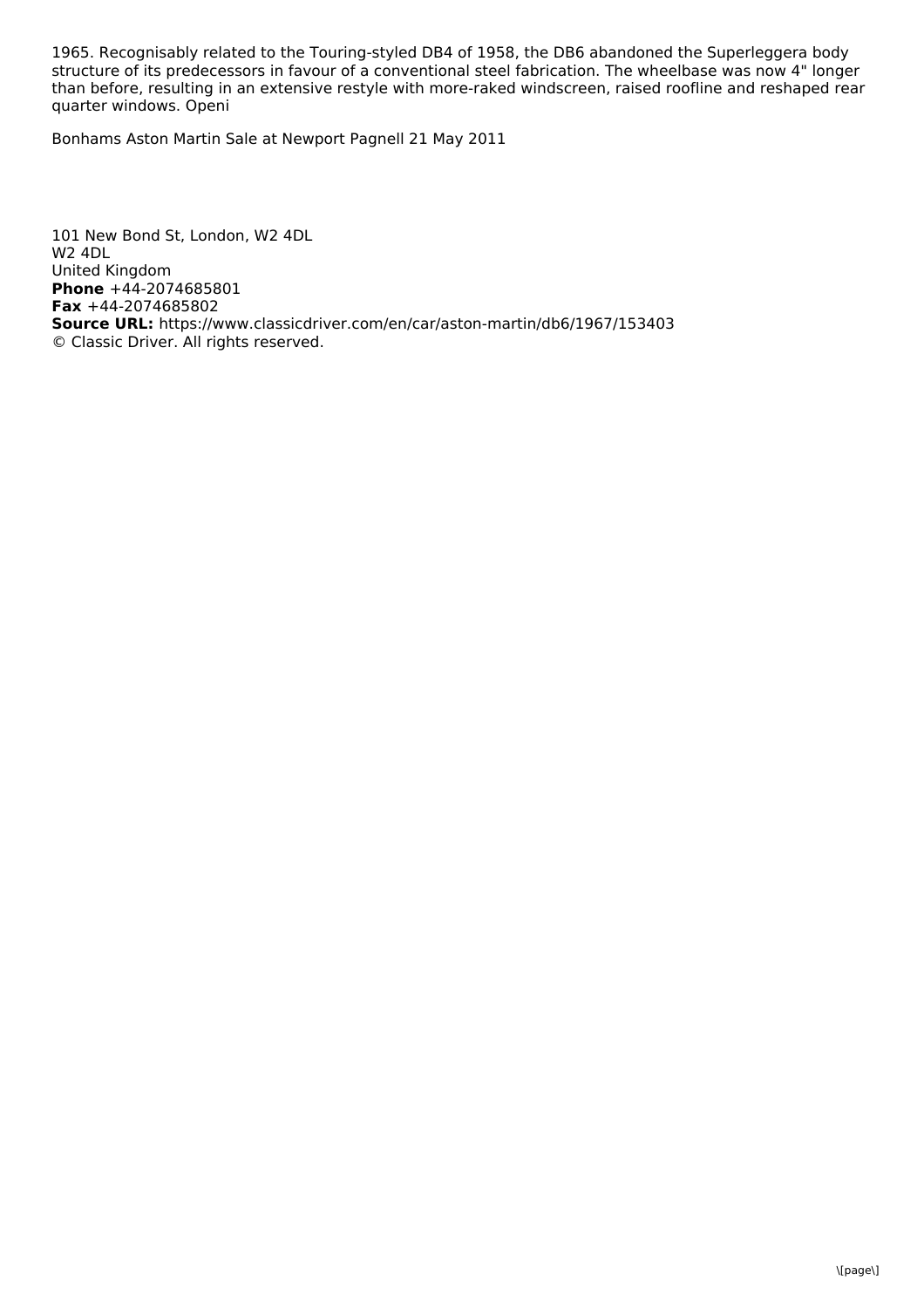1965. Recognisably related to the Touring-styled DB4 of 1958, the DB6 abandoned the Superleggera body structure of its predecessors in favour of a conventional steel fabrication. The wheelbase was now 4" longer than before, resulting in an extensive restyle with more-raked windscreen, raised roofline and reshaped rear quarter windows. Openi

Bonhams Aston Martin Sale at Newport Pagnell 21 May 2011

101 New Bond St, London, W2 4DL
W2 4DL
United Kingdom
**Phone** +44-2074685801
**Fax** +44-2074685802
**Source URL:** https://www.classicdriver.com/en/car/aston-martin/db6/1967/153403
© Classic Driver. All rights reserved.